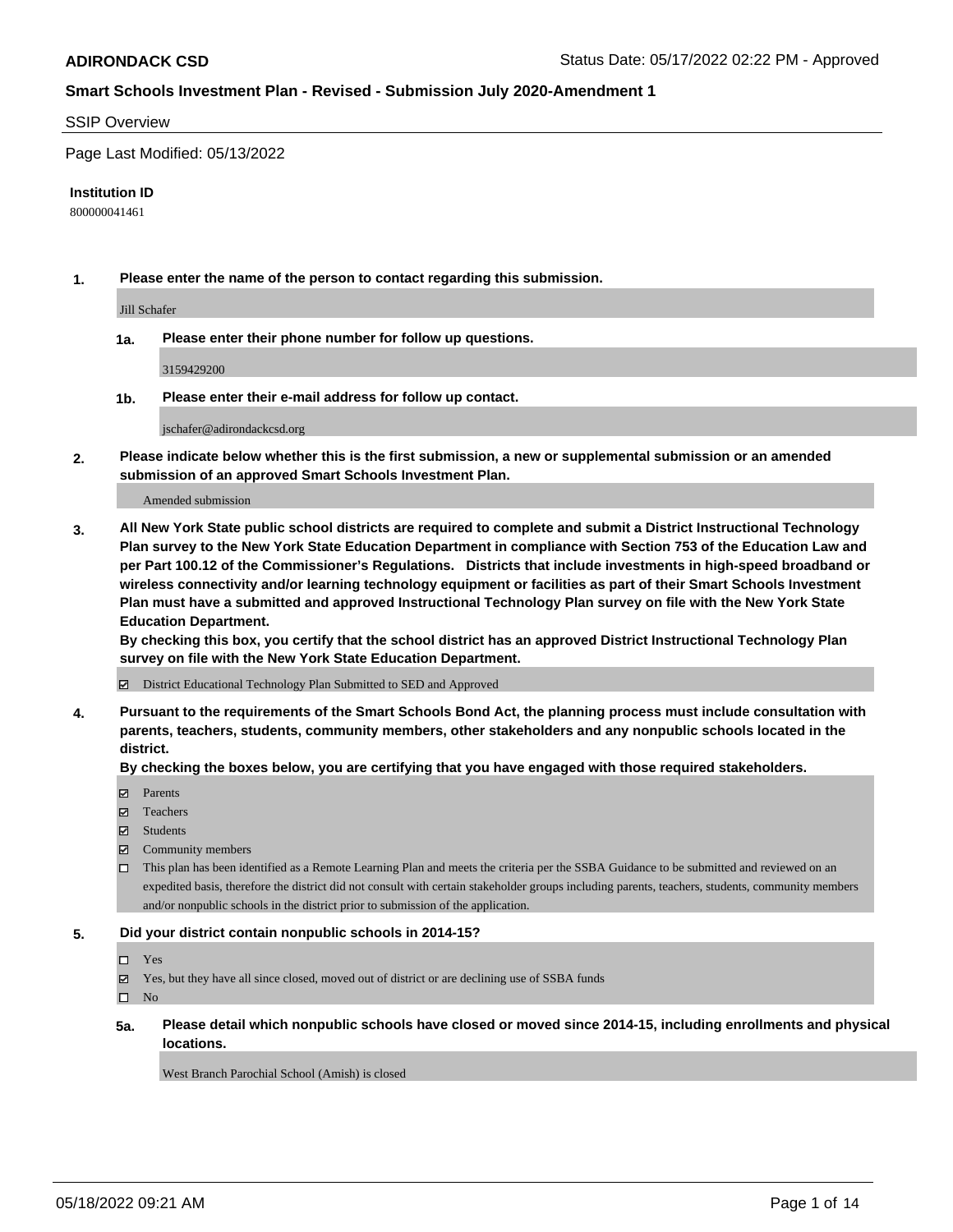# ADIRONDACK CSD

Status Date: 05/17/2022 02:22 PM - Approved

## Smart Schools Investment Plan - Revised - Submission July 2020-Amendment 1

### SSIP Overview

Page Last Modified: 05/13/2022

**Institution ID**

800000041461

**1. Please enter the name of the person to contact regarding this submission.**

Jill Schafer

**1a. Please enter their phone number for follow up questions.**

3159429200

**1b. Please enter their e-mail address for follow up contact.**

jschafer@adirondackcsd.org

**2. Please indicate below whether this is the first submission, a new or supplemental submission or an amended submission of an approved Smart Schools Investment Plan.**

Amended submission

**3. All New York State public school districts are required to complete and submit a District Instructional Technology Plan survey to the New York State Education Department in compliance with Section 753 of the Education Law and per Part 100.12 of the Commissioner's Regulations. Districts that include investments in high-speed broadband or wireless connectivity and/or learning technology equipment or facilities as part of their Smart Schools Investment Plan must have a submitted and approved Instructional Technology Plan survey on file with the New York State Education Department.**
**By checking this box, you certify that the school district has an approved District Instructional Technology Plan survey on file with the New York State Education Department.**

- [x] District Educational Technology Plan Submitted to SED and Approved

**4. Pursuant to the requirements of the Smart Schools Bond Act, the planning process must include consultation with parents, teachers, students, community members, other stakeholders and any nonpublic schools located in the district.**
**By checking the boxes below, you are certifying that you have engaged with those required stakeholders.**

- [x] Parents
- [x] Teachers
- [x] Students
- [x] Community members
- [ ] This plan has been identified as a Remote Learning Plan and meets the criteria per the SSBA Guidance to be submitted and reviewed on an expedited basis, therefore the district did not consult with certain stakeholder groups including parents, teachers, students, community members and/or nonpublic schools in the district prior to submission of the application.

**5. Did your district contain nonpublic schools in 2014-15?**

- [ ] Yes
- [x] Yes, but they have all since closed, moved out of district or are declining use of SSBA funds
- [ ] No

**5a. Please detail which nonpublic schools have closed or moved since 2014-15, including enrollments and physical locations.**

West Branch Parochial School (Amish) is closed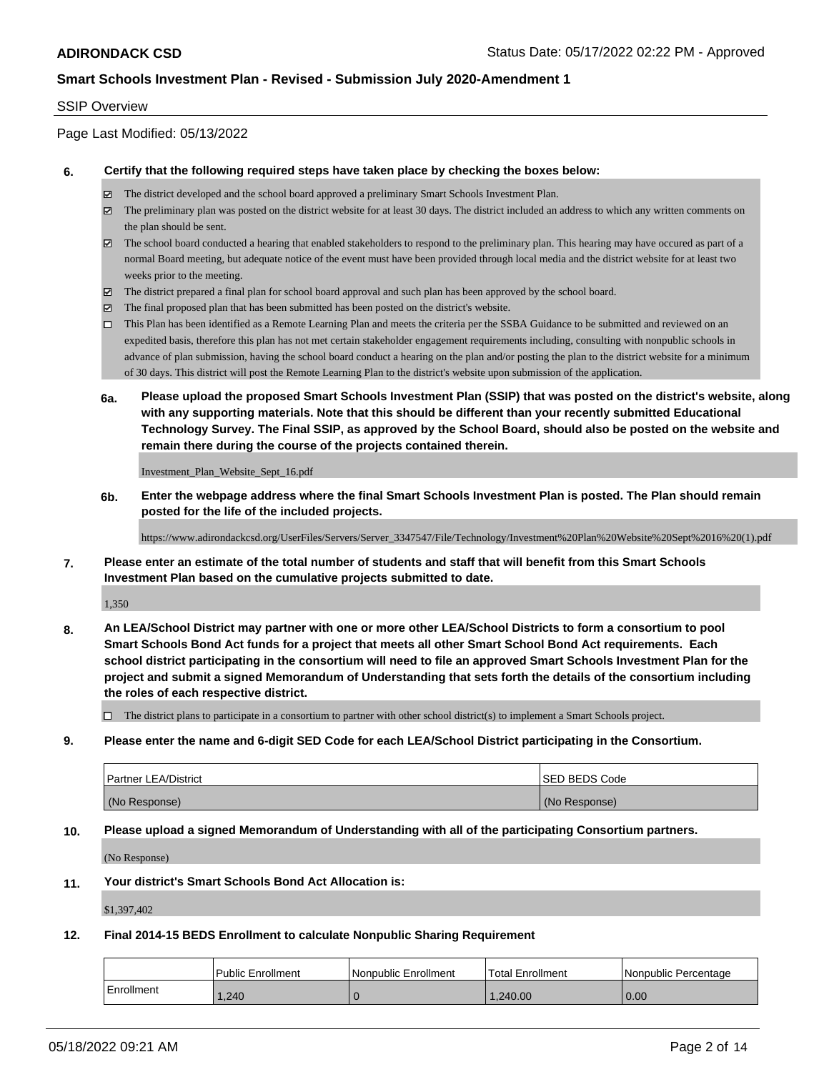SSIP Overview

Page Last Modified: 05/13/2022

**6. Certify that the following required steps have taken place by checking the boxes below:**

- ☑ The district developed and the school board approved a preliminary Smart Schools Investment Plan.
- ☑ The preliminary plan was posted on the district website for at least 30 days. The district included an address to which any written comments on the plan should be sent.
- ☑ The school board conducted a hearing that enabled stakeholders to respond to the preliminary plan. This hearing may have occured as part of a normal Board meeting, but adequate notice of the event must have been provided through local media and the district website for at least two weeks prior to the meeting.
- ☑ The district prepared a final plan for school board approval and such plan has been approved by the school board.
- ☑ The final proposed plan that has been submitted has been posted on the district's website.
- ☐ This Plan has been identified as a Remote Learning Plan and meets the criteria per the SSBA Guidance to be submitted and reviewed on an expedited basis, therefore this plan has not met certain stakeholder engagement requirements including, consulting with nonpublic schools in advance of plan submission, having the school board conduct a hearing on the plan and/or posting the plan to the district website for a minimum of 30 days. This district will post the Remote Learning Plan to the district's website upon submission of the application.

**6a. Please upload the proposed Smart Schools Investment Plan (SSIP) that was posted on the district's website, along with any supporting materials. Note that this should be different than your recently submitted Educational Technology Survey. The Final SSIP, as approved by the School Board, should also be posted on the website and remain there during the course of the projects contained therein.**

Investment_Plan_Website_Sept_16.pdf

**6b. Enter the webpage address where the final Smart Schools Investment Plan is posted. The Plan should remain posted for the life of the included projects.**

https://www.adirondackcsd.org/UserFiles/Servers/Server_3347547/File/Technology/Investment%20Plan%20Website%20Sept%2016%20(1).pdf

**7. Please enter an estimate of the total number of students and staff that will benefit from this Smart Schools Investment Plan based on the cumulative projects submitted to date.**

1,350

**8. An LEA/School District may partner with one or more other LEA/School Districts to form a consortium to pool Smart Schools Bond Act funds for a project that meets all other Smart School Bond Act requirements. Each school district participating in the consortium will need to file an approved Smart Schools Investment Plan for the project and submit a signed Memorandum of Understanding that sets forth the details of the consortium including the roles of each respective district.**

- ☐ The district plans to participate in a consortium to partner with other school district(s) to implement a Smart Schools project.

**9. Please enter the name and 6-digit SED Code for each LEA/School District participating in the Consortium.**

| Partner LEA/District | SED BEDS Code |
|---|---|
| (No Response) | (No Response) |

**10. Please upload a signed Memorandum of Understanding with all of the participating Consortium partners.**

(No Response)

**11. Your district's Smart Schools Bond Act Allocation is:**

$1,397,402

**12. Final 2014-15 BEDS Enrollment to calculate Nonpublic Sharing Requirement**

| | Public Enrollment | Nonpublic Enrollment | Total Enrollment | Nonpublic Percentage |
|---|---|---|---|---|
| Enrollment | 1,240 | 0 | 1,240.00 | 0.00 |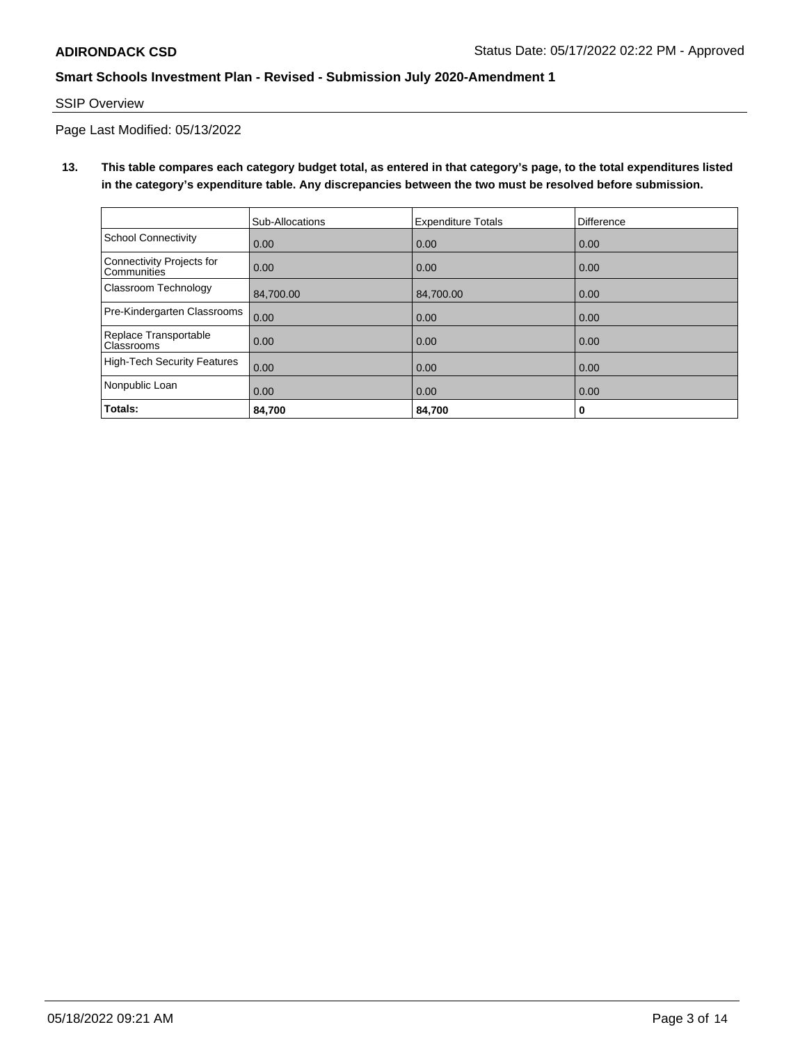**ADIRONDACK CSD** Status Date: 05/17/2022 02:22 PM - Approved

**Smart Schools Investment Plan - Revised - Submission July 2020-Amendment 1**

SSIP Overview

Page Last Modified: 05/13/2022

**13. This table compares each category budget total, as entered in that category's page, to the total expenditures listed in the category's expenditure table. Any discrepancies between the two must be resolved before submission.**

| | Sub-Allocations | Expenditure Totals | Difference |
|---|---|---|---|
| School Connectivity | 0.00 | 0.00 | 0.00 |
| Connectivity Projects for Communities | 0.00 | 0.00 | 0.00 |
| Classroom Technology | 84,700.00 | 84,700.00 | 0.00 |
| Pre-Kindergarten Classrooms | 0.00 | 0.00 | 0.00 |
| Replace Transportable Classrooms | 0.00 | 0.00 | 0.00 |
| High-Tech Security Features | 0.00 | 0.00 | 0.00 |
| Nonpublic Loan | 0.00 | 0.00 | 0.00 |
| **Totals:** | **84,700** | **84,700** | **0** |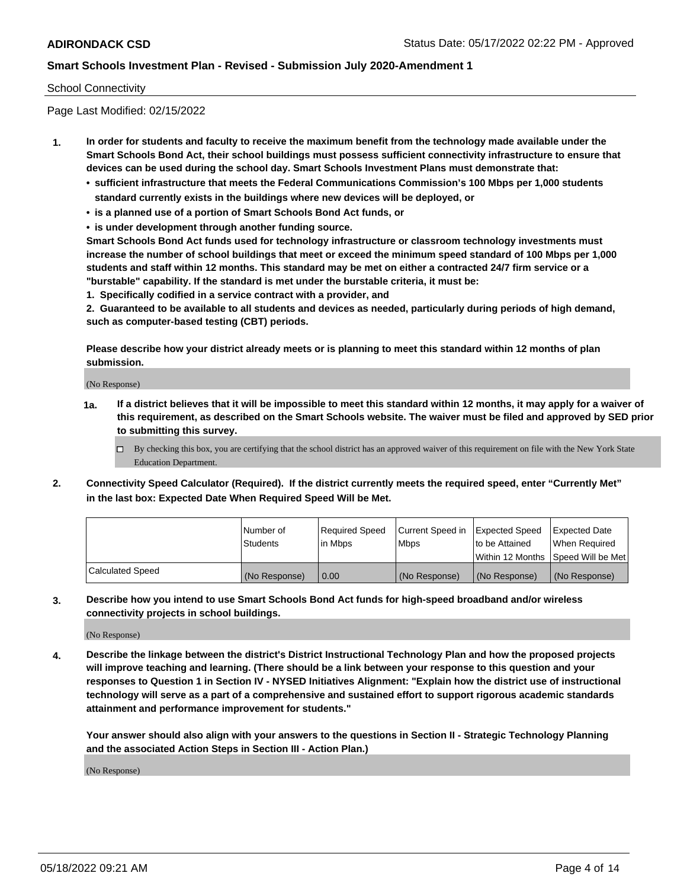School Connectivity

Page Last Modified: 02/15/2022

1. **In order for students and faculty to receive the maximum benefit from the technology made available under the Smart Schools Bond Act, their school buildings must possess sufficient connectivity infrastructure to ensure that devices can be used during the school day. Smart Schools Investment Plans must demonstrate that:**
   - **sufficient infrastructure that meets the Federal Communications Commission's 100 Mbps per 1,000 students standard currently exists in the buildings where new devices will be deployed, or**
   - **is a planned use of a portion of Smart Schools Bond Act funds, or**
   - **is under development through another funding source.**

   **Smart Schools Bond Act funds used for technology infrastructure or classroom technology investments must increase the number of school buildings that meet or exceed the minimum speed standard of 100 Mbps per 1,000 students and staff within 12 months. This standard may be met on either a contracted 24/7 firm service or a "burstable" capability. If the standard is met under the burstable criteria, it must be:**

   **1. Specifically codified in a service contract with a provider, and**

   **2. Guaranteed to be available to all students and devices as needed, particularly during periods of high demand, such as computer-based testing (CBT) periods.**

   **Please describe how your district already meets or is planning to meet this standard within 12 months of plan submission.**

   (No Response)

   **1a. If a district believes that it will be impossible to meet this standard within 12 months, it may apply for a waiver of this requirement, as described on the Smart Schools website. The waiver must be filed and approved by SED prior to submitting this survey.**

   ☐ By checking this box, you are certifying that the school district has an approved waiver of this requirement on file with the New York State Education Department.

2. **Connectivity Speed Calculator (Required). If the district currently meets the required speed, enter "Currently Met" in the last box: Expected Date When Required Speed Will be Met.**

| | Number of Students | Required Speed in Mbps | Current Speed in Mbps | Expected Speed to be Attained Within 12 Months | Expected Date When Required Speed Will be Met |
|---|---|---|---|---|---|
| Calculated Speed | (No Response) | 0.00 | (No Response) | (No Response) | (No Response) |

3. **Describe how you intend to use Smart Schools Bond Act funds for high-speed broadband and/or wireless connectivity projects in school buildings.**

   (No Response)

4. **Describe the linkage between the district's District Instructional Technology Plan and how the proposed projects will improve teaching and learning. (There should be a link between your response to this question and your responses to Question 1 in Section IV - NYSED Initiatives Alignment: "Explain how the district use of instructional technology will serve as a part of a comprehensive and sustained effort to support rigorous academic standards attainment and performance improvement for students."**

   **Your answer should also align with your answers to the questions in Section II - Strategic Technology Planning and the associated Action Steps in Section III - Action Plan.)**

   (No Response)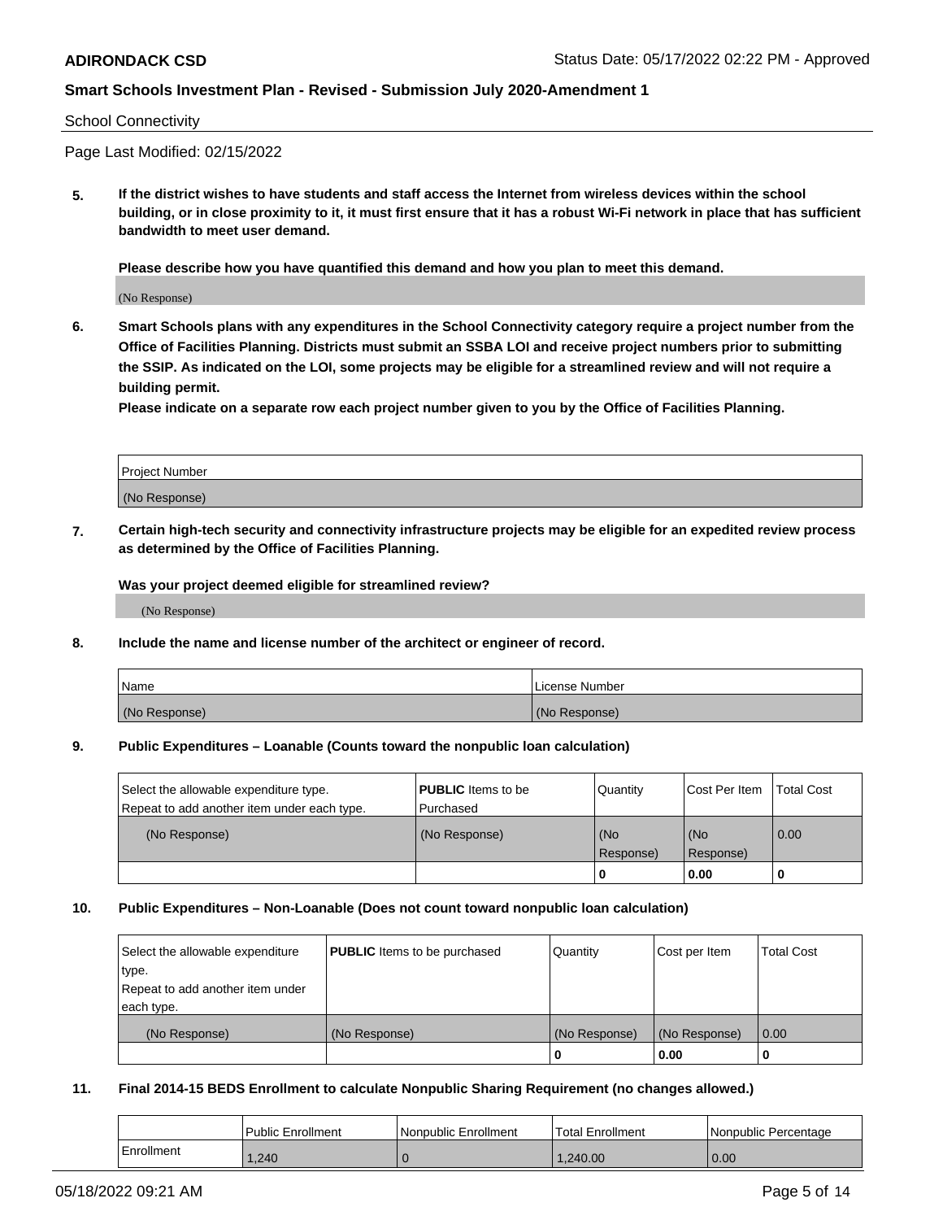School Connectivity

Page Last Modified: 02/15/2022

**5. If the district wishes to have students and staff access the Internet from wireless devices within the school building, or in close proximity to it, it must first ensure that it has a robust Wi-Fi network in place that has sufficient bandwidth to meet user demand.**

**Please describe how you have quantified this demand and how you plan to meet this demand.**

(No Response)

**6. Smart Schools plans with any expenditures in the School Connectivity category require a project number from the Office of Facilities Planning. Districts must submit an SSBA LOI and receive project numbers prior to submitting the SSIP. As indicated on the LOI, some projects may be eligible for a streamlined review and will not require a building permit.**

**Please indicate on a separate row each project number given to you by the Office of Facilities Planning.**

| Project Number |
|---|
| (No Response) |

**7. Certain high-tech security and connectivity infrastructure projects may be eligible for an expedited review process as determined by the Office of Facilities Planning.**

**Was your project deemed eligible for streamlined review?**

(No Response)

**8. Include the name and license number of the architect or engineer of record.**

| Name | License Number |
|---|---|
| (No Response) | (No Response) |

**9. Public Expenditures – Loanable (Counts toward the nonpublic loan calculation)**

| Select the allowable expenditure type. Repeat to add another item under each type. | **PUBLIC** Items to be Purchased | Quantity | Cost Per Item | Total Cost |
|---|---|---|---|---|
| (No Response) | (No Response) | (No Response) | (No Response) | 0.00 |
| | | 0 | 0.00 | 0 |

**10. Public Expenditures – Non-Loanable (Does not count toward nonpublic loan calculation)**

| Select the allowable expenditure type. Repeat to add another item under each type. | **PUBLIC** Items to be purchased | Quantity | Cost per Item | Total Cost |
|---|---|---|---|---|
| (No Response) | (No Response) | (No Response) | (No Response) | 0.00 |
| | | 0 | 0.00 | 0 |

**11. Final 2014-15 BEDS Enrollment to calculate Nonpublic Sharing Requirement (no changes allowed.)**

| | Public Enrollment | Nonpublic Enrollment | Total Enrollment | Nonpublic Percentage |
|---|---|---|---|---|
| Enrollment | 1,240 | 0 | 1,240.00 | 0.00 |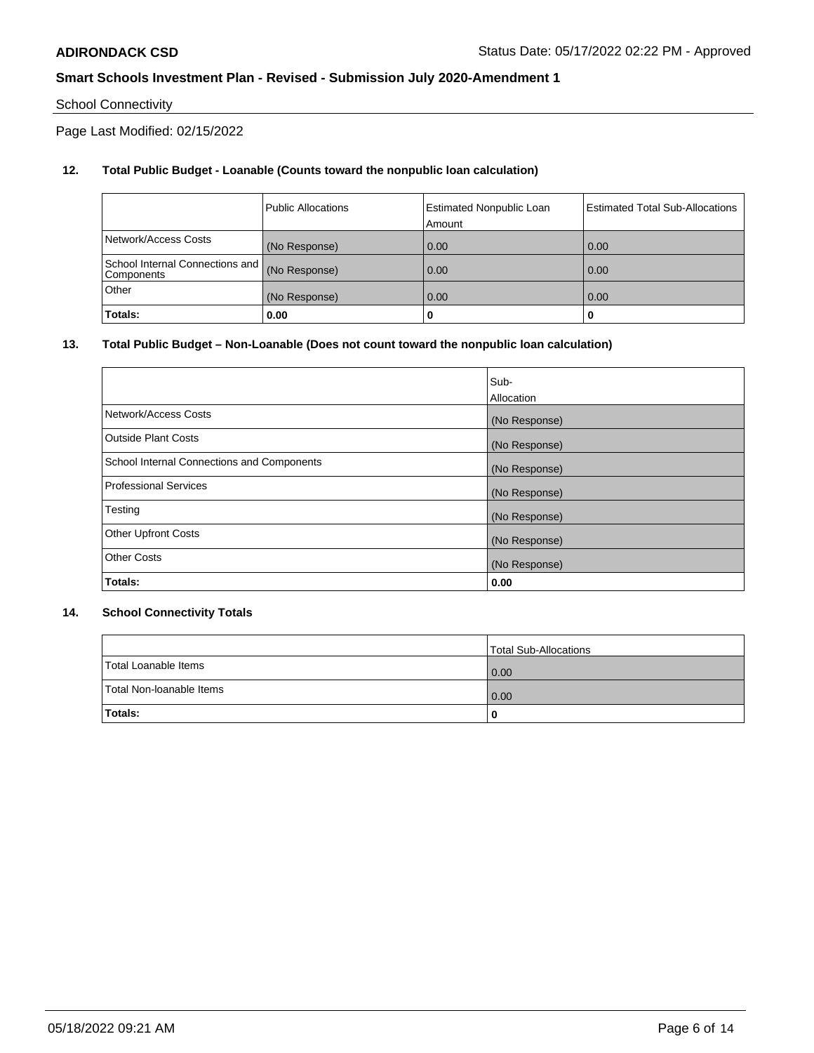School Connectivity

Page Last Modified: 02/15/2022

**12. Total Public Budget - Loanable (Counts toward the nonpublic loan calculation)**

| | Public Allocations | Estimated Nonpublic Loan Amount | Estimated Total Sub-Allocations |
|---|---|---|---|
| Network/Access Costs | (No Response) | 0.00 | 0.00 |
| School Internal Connections and Components | (No Response) | 0.00 | 0.00 |
| Other | (No Response) | 0.00 | 0.00 |
| **Totals:** | **0.00** | **0** | **0** |

**13. Total Public Budget – Non-Loanable (Does not count toward the nonpublic loan calculation)**

| | Sub-Allocation |
|---|---|
| Network/Access Costs | (No Response) |
| Outside Plant Costs | (No Response) |
| School Internal Connections and Components | (No Response) |
| Professional Services | (No Response) |
| Testing | (No Response) |
| Other Upfront Costs | (No Response) |
| Other Costs | (No Response) |
| **Totals:** | **0.00** |

**14. School Connectivity Totals**

| | Total Sub-Allocations |
|---|---|
| Total Loanable Items | 0.00 |
| Total Non-loanable Items | 0.00 |
| **Totals:** | **0** |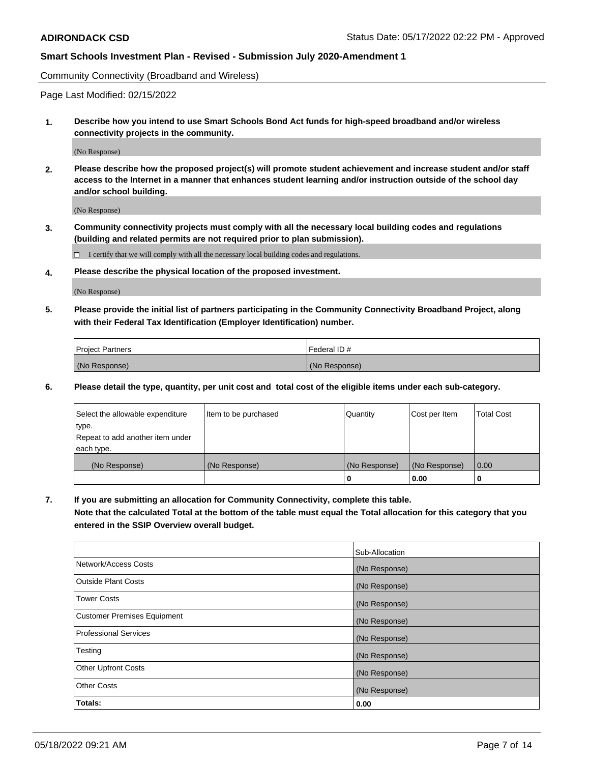Community Connectivity (Broadband and Wireless)

Page Last Modified: 02/15/2022

**1. Describe how you intend to use Smart Schools Bond Act funds for high-speed broadband and/or wireless connectivity projects in the community.**

(No Response)

**2. Please describe how the proposed project(s) will promote student achievement and increase student and/or staff access to the Internet in a manner that enhances student learning and/or instruction outside of the school day and/or school building.**

(No Response)

**3. Community connectivity projects must comply with all the necessary local building codes and regulations (building and related permits are not required prior to plan submission).**

☐ I certify that we will comply with all the necessary local building codes and regulations.

**4. Please describe the physical location of the proposed investment.**

(No Response)

**5. Please provide the initial list of partners participating in the Community Connectivity Broadband Project, along with their Federal Tax Identification (Employer Identification) number.**

| Project Partners | Federal ID # |
|---|---|
| (No Response) | (No Response) |

**6. Please detail the type, quantity, per unit cost and total cost of the eligible items under each sub-category.**

| Select the allowable expenditure type. Repeat to add another item under each type. | Item to be purchased | Quantity | Cost per Item | Total Cost |
|---|---|---|---|---|
| (No Response) | (No Response) | (No Response) | (No Response) | 0.00 |
| | | 0 | 0.00 | 0 |

**7. If you are submitting an allocation for Community Connectivity, complete this table. Note that the calculated Total at the bottom of the table must equal the Total allocation for this category that you entered in the SSIP Overview overall budget.**

| | Sub-Allocation |
|---|---|
| Network/Access Costs | (No Response) |
| Outside Plant Costs | (No Response) |
| Tower Costs | (No Response) |
| Customer Premises Equipment | (No Response) |
| Professional Services | (No Response) |
| Testing | (No Response) |
| Other Upfront Costs | (No Response) |
| Other Costs | (No Response) |
| **Totals:** | **0.00** |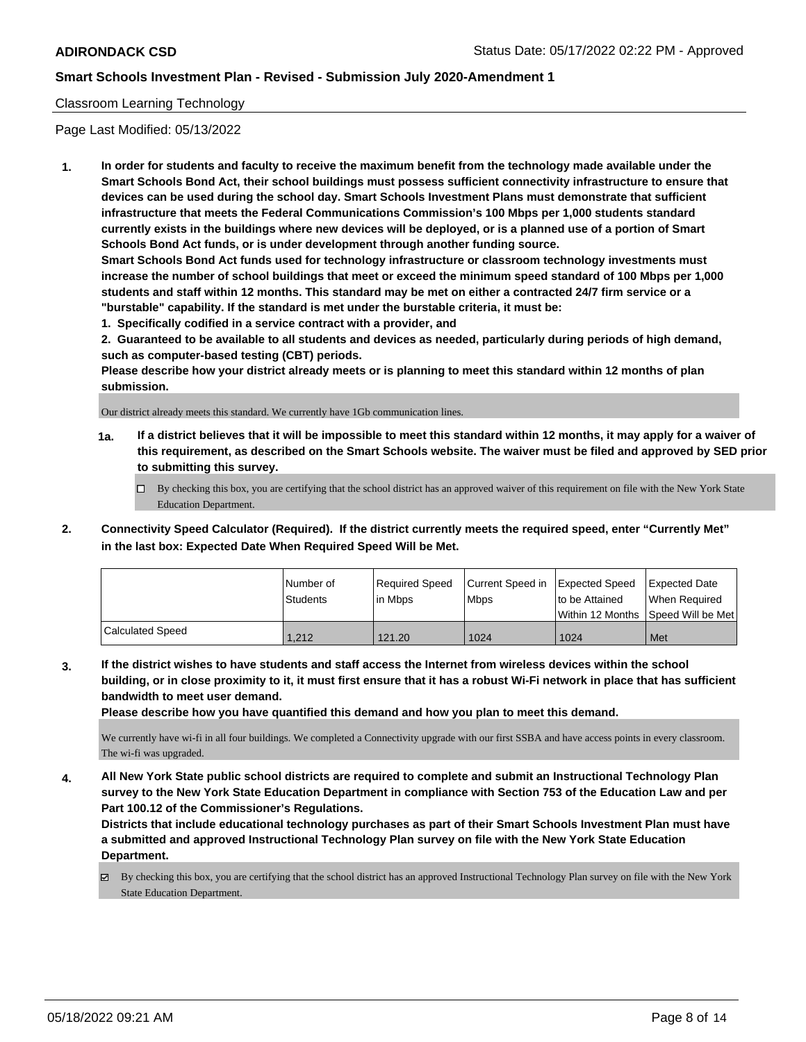Classroom Learning Technology

Page Last Modified: 05/13/2022

**1. In order for students and faculty to receive the maximum benefit from the technology made available under the Smart Schools Bond Act, their school buildings must possess sufficient connectivity infrastructure to ensure that devices can be used during the school day. Smart Schools Investment Plans must demonstrate that sufficient infrastructure that meets the Federal Communications Commission's 100 Mbps per 1,000 students standard currently exists in the buildings where new devices will be deployed, or is a planned use of a portion of Smart Schools Bond Act funds, or is under development through another funding source.**

**Smart Schools Bond Act funds used for technology infrastructure or classroom technology investments must increase the number of school buildings that meet or exceed the minimum speed standard of 100 Mbps per 1,000 students and staff within 12 months. This standard may be met on either a contracted 24/7 firm service or a "burstable" capability. If the standard is met under the burstable criteria, it must be:**

**1. Specifically codified in a service contract with a provider, and**

**2. Guaranteed to be available to all students and devices as needed, particularly during periods of high demand, such as computer-based testing (CBT) periods.**

**Please describe how your district already meets or is planning to meet this standard within 12 months of plan submission.**

Our district already meets this standard. We currently have 1Gb communication lines.

**1a. If a district believes that it will be impossible to meet this standard within 12 months, it may apply for a waiver of this requirement, as described on the Smart Schools website. The waiver must be filed and approved by SED prior to submitting this survey.**

☐ By checking this box, you are certifying that the school district has an approved waiver of this requirement on file with the New York State Education Department.

**2. Connectivity Speed Calculator (Required). If the district currently meets the required speed, enter "Currently Met" in the last box: Expected Date When Required Speed Will be Met.**

| | Number of Students | Required Speed in Mbps | Current Speed in Mbps | Expected Speed to be Attained Within 12 Months | Expected Date When Required Speed Will be Met |
|---|---|---|---|---|---|
| Calculated Speed | 1,212 | 121.20 | 1024 | 1024 | Met |

**3. If the district wishes to have students and staff access the Internet from wireless devices within the school building, or in close proximity to it, it must first ensure that it has a robust Wi-Fi network in place that has sufficient bandwidth to meet user demand.**

**Please describe how you have quantified this demand and how you plan to meet this demand.**

We currently have wi-fi in all four buildings. We completed a Connectivity upgrade with our first SSBA and have access points in every classroom. The wi-fi was upgraded.

**4. All New York State public school districts are required to complete and submit an Instructional Technology Plan survey to the New York State Education Department in compliance with Section 753 of the Education Law and per Part 100.12 of the Commissioner's Regulations.**

**Districts that include educational technology purchases as part of their Smart Schools Investment Plan must have a submitted and approved Instructional Technology Plan survey on file with the New York State Education Department.**

☑ By checking this box, you are certifying that the school district has an approved Instructional Technology Plan survey on file with the New York State Education Department.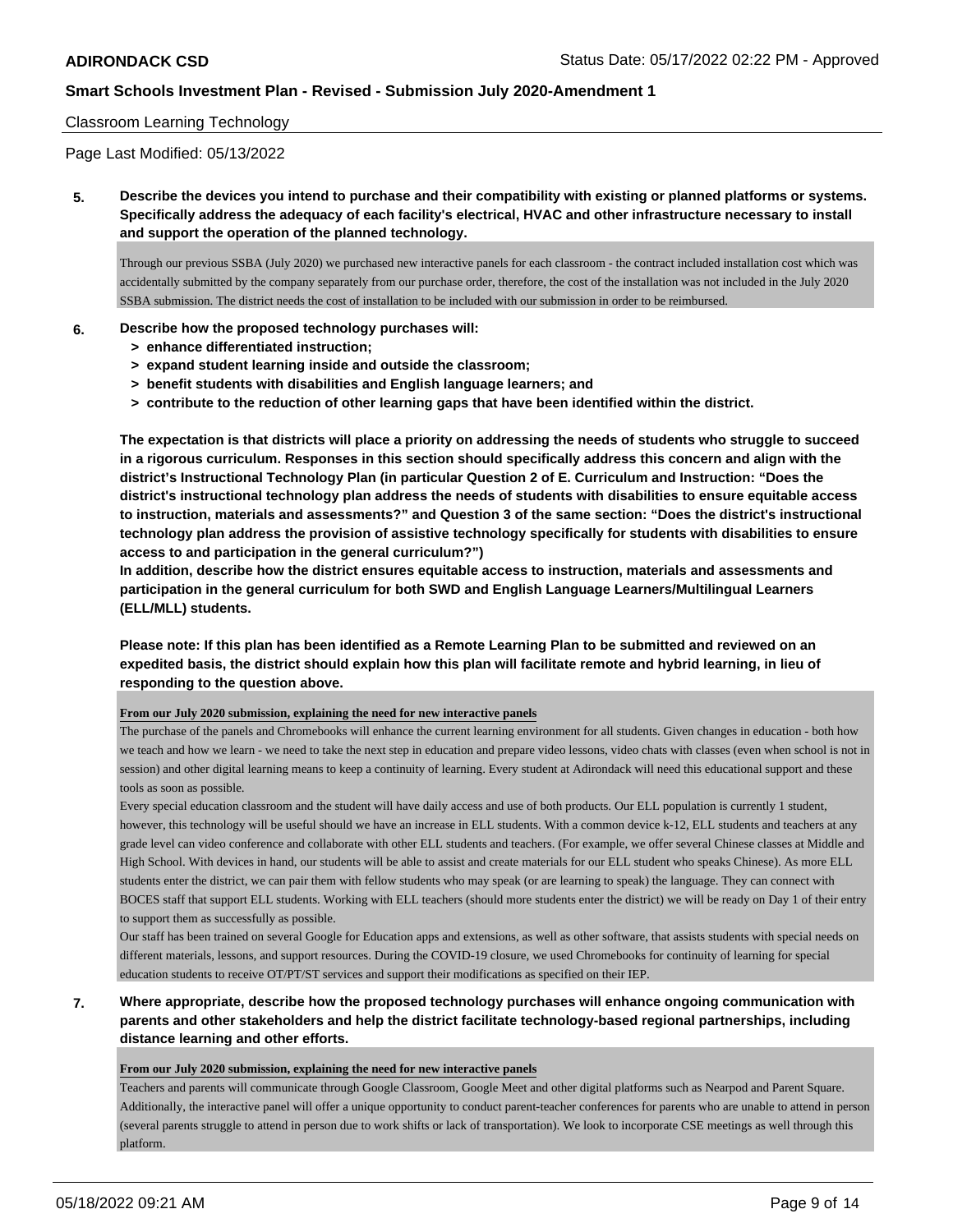Classroom Learning Technology

Page Last Modified: 05/13/2022

**5. Describe the devices you intend to purchase and their compatibility with existing or planned platforms or systems. Specifically address the adequacy of each facility's electrical, HVAC and other infrastructure necessary to install and support the operation of the planned technology.**

Through our previous SSBA (July 2020) we purchased new interactive panels for each classroom - the contract included installation cost which was accidentally submitted by the company separately from our purchase order, therefore, the cost of the installation was not included in the July 2020 SSBA submission. The district needs the cost of installation to be included with our submission in order to be reimbursed.

**6. Describe how the proposed technology purchases will:**
- **> enhance differentiated instruction;**
- **> expand student learning inside and outside the classroom;**
- **> benefit students with disabilities and English language learners; and**
- **> contribute to the reduction of other learning gaps that have been identified within the district.**

**The expectation is that districts will place a priority on addressing the needs of students who struggle to succeed in a rigorous curriculum. Responses in this section should specifically address this concern and align with the district's Instructional Technology Plan (in particular Question 2 of E. Curriculum and Instruction: "Does the district's instructional technology plan address the needs of students with disabilities to ensure equitable access to instruction, materials and assessments?" and Question 3 of the same section: "Does the district's instructional technology plan address the provision of assistive technology specifically for students with disabilities to ensure access to and participation in the general curriculum?")**
**In addition, describe how the district ensures equitable access to instruction, materials and assessments and participation in the general curriculum for both SWD and English Language Learners/Multilingual Learners (ELL/MLL) students.**

**Please note: If this plan has been identified as a Remote Learning Plan to be submitted and reviewed on an expedited basis, the district should explain how this plan will facilitate remote and hybrid learning, in lieu of responding to the question above.**

**From our July 2020 submission, explaining the need for new interactive panels**

The purchase of the panels and Chromebooks will enhance the current learning environment for all students. Given changes in education - both how we teach and how we learn - we need to take the next step in education and prepare video lessons, video chats with classes (even when school is not in session) and other digital learning means to keep a continuity of learning. Every student at Adirondack will need this educational support and these tools as soon as possible.

Every special education classroom and the student will have daily access and use of both products. Our ELL population is currently 1 student, however, this technology will be useful should we have an increase in ELL students. With a common device k-12, ELL students and teachers at any grade level can video conference and collaborate with other ELL students and teachers. (For example, we offer several Chinese classes at Middle and High School. With devices in hand, our students will be able to assist and create materials for our ELL student who speaks Chinese). As more ELL students enter the district, we can pair them with fellow students who may speak (or are learning to speak) the language. They can connect with BOCES staff that support ELL students. Working with ELL teachers (should more students enter the district) we will be ready on Day 1 of their entry to support them as successfully as possible.

Our staff has been trained on several Google for Education apps and extensions, as well as other software, that assists students with special needs on different materials, lessons, and support resources. During the COVID-19 closure, we used Chromebooks for continuity of learning for special education students to receive OT/PT/ST services and support their modifications as specified on their IEP.

**7. Where appropriate, describe how the proposed technology purchases will enhance ongoing communication with parents and other stakeholders and help the district facilitate technology-based regional partnerships, including distance learning and other efforts.**

**From our July 2020 submission, explaining the need for new interactive panels**

Teachers and parents will communicate through Google Classroom, Google Meet and other digital platforms such as Nearpod and Parent Square. Additionally, the interactive panel will offer a unique opportunity to conduct parent-teacher conferences for parents who are unable to attend in person (several parents struggle to attend in person due to work shifts or lack of transportation). We look to incorporate CSE meetings as well through this platform.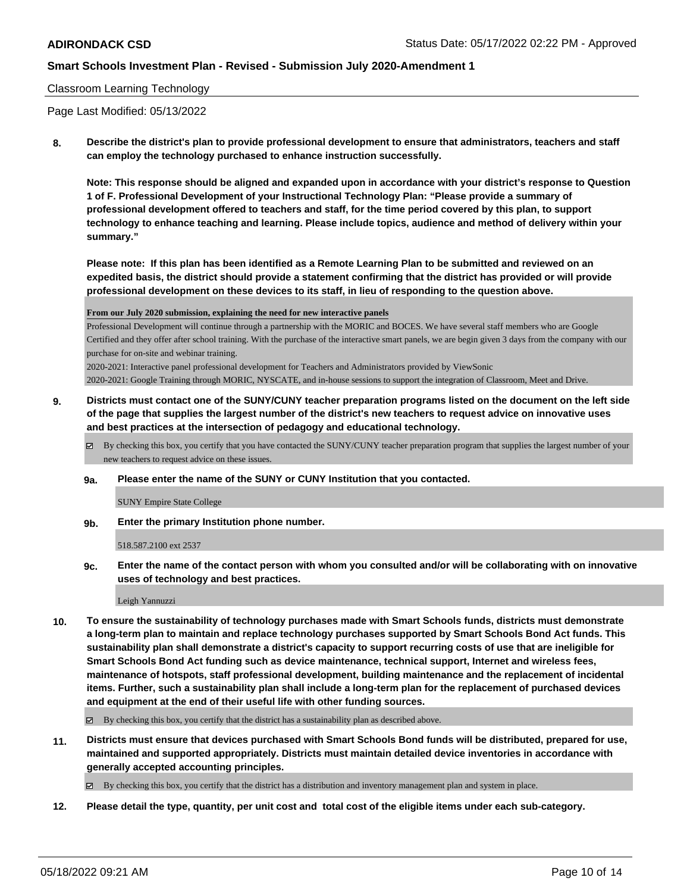Classroom Learning Technology

Page Last Modified: 05/13/2022

**8. Describe the district's plan to provide professional development to ensure that administrators, teachers and staff can employ the technology purchased to enhance instruction successfully.**

**Note: This response should be aligned and expanded upon in accordance with your district's response to Question 1 of F. Professional Development of your Instructional Technology Plan: "Please provide a summary of professional development offered to teachers and staff, for the time period covered by this plan, to support technology to enhance teaching and learning. Please include topics, audience and method of delivery within your summary."**

**Please note: If this plan has been identified as a Remote Learning Plan to be submitted and reviewed on an expedited basis, the district should provide a statement confirming that the district has provided or will provide professional development on these devices to its staff, in lieu of responding to the question above.**

**From our July 2020 submission, explaining the need for new interactive panels**

Professional Development will continue through a partnership with the MORIC and BOCES. We have several staff members who are Google Certified and they offer after school training. With the purchase of the interactive smart panels, we are begin given 3 days from the company with our purchase for on-site and webinar training.

2020-2021: Interactive panel professional development for Teachers and Administrators provided by ViewSonic

2020-2021: Google Training through MORIC, NYSCATE, and in-house sessions to support the integration of Classroom, Meet and Drive.

**9. Districts must contact one of the SUNY/CUNY teacher preparation programs listed on the document on the left side of the page that supplies the largest number of the district's new teachers to request advice on innovative uses and best practices at the intersection of pedagogy and educational technology.**

☑ By checking this box, you certify that you have contacted the SUNY/CUNY teacher preparation program that supplies the largest number of your new teachers to request advice on these issues.

**9a. Please enter the name of the SUNY or CUNY Institution that you contacted.**

SUNY Empire State College

**9b. Enter the primary Institution phone number.**

518.587.2100 ext 2537

**9c. Enter the name of the contact person with whom you consulted and/or will be collaborating with on innovative uses of technology and best practices.**

Leigh Yannuzzi

**10. To ensure the sustainability of technology purchases made with Smart Schools funds, districts must demonstrate a long-term plan to maintain and replace technology purchases supported by Smart Schools Bond Act funds. This sustainability plan shall demonstrate a district's capacity to support recurring costs of use that are ineligible for Smart Schools Bond Act funding such as device maintenance, technical support, Internet and wireless fees, maintenance of hotspots, staff professional development, building maintenance and the replacement of incidental items. Further, such a sustainability plan shall include a long-term plan for the replacement of purchased devices and equipment at the end of their useful life with other funding sources.**

☑ By checking this box, you certify that the district has a sustainability plan as described above.

**11. Districts must ensure that devices purchased with Smart Schools Bond funds will be distributed, prepared for use, maintained and supported appropriately. Districts must maintain detailed device inventories in accordance with generally accepted accounting principles.**

☑ By checking this box, you certify that the district has a distribution and inventory management plan and system in place.

**12. Please detail the type, quantity, per unit cost and total cost of the eligible items under each sub-category.**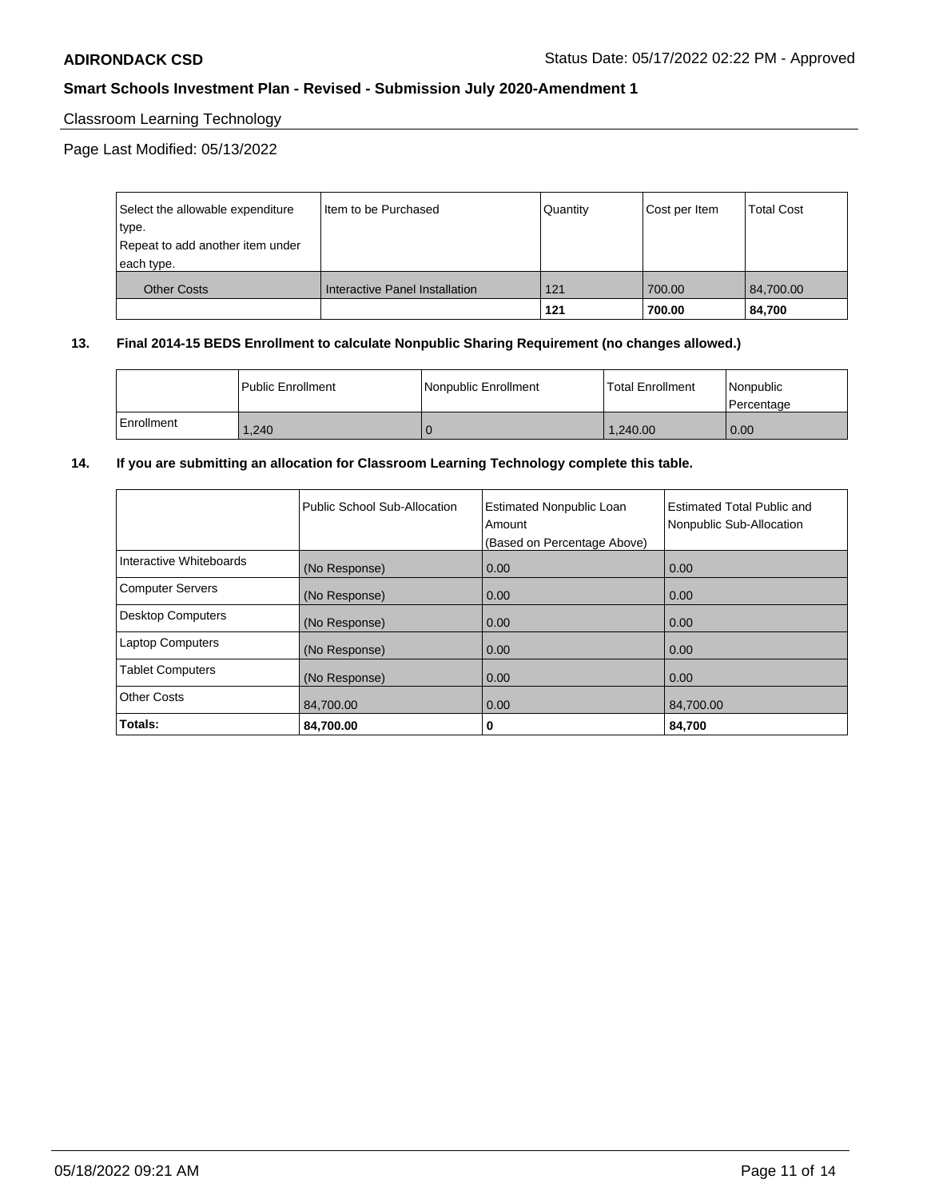## Classroom Learning Technology

Page Last Modified: 05/13/2022

| Select the allowable expenditure type. Repeat to add another item under each type. | Item to be Purchased | Quantity | Cost per Item | Total Cost |
|---|---|---|---|---|
| Other Costs | Interactive Panel Installation | 121 | 700.00 | 84,700.00 |
| | | **121** | **700.00** | **84,700** |

**13. Final 2014-15 BEDS Enrollment to calculate Nonpublic Sharing Requirement (no changes allowed.)**

| | Public Enrollment | Nonpublic Enrollment | Total Enrollment | Nonpublic Percentage |
|---|---|---|---|---|
| Enrollment | 1,240 | 0 | 1,240.00 | 0.00 |

**14. If you are submitting an allocation for Classroom Learning Technology complete this table.**

| | Public School Sub-Allocation | Estimated Nonpublic Loan Amount (Based on Percentage Above) | Estimated Total Public and Nonpublic Sub-Allocation |
|---|---|---|---|
| Interactive Whiteboards | (No Response) | 0.00 | 0.00 |
| Computer Servers | (No Response) | 0.00 | 0.00 |
| Desktop Computers | (No Response) | 0.00 | 0.00 |
| Laptop Computers | (No Response) | 0.00 | 0.00 |
| Tablet Computers | (No Response) | 0.00 | 0.00 |
| Other Costs | 84,700.00 | 0.00 | 84,700.00 |
| **Totals:** | **84,700.00** | **0** | **84,700** |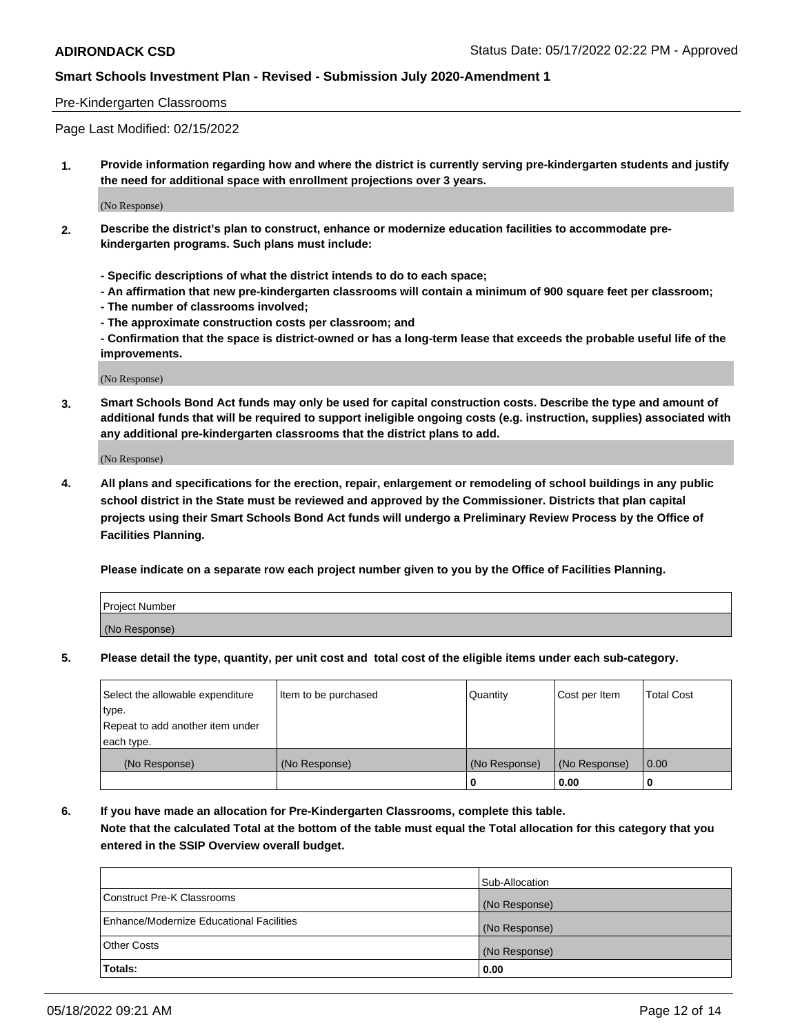## Pre-Kindergarten Classrooms

Page Last Modified: 02/15/2022

**1. Provide information regarding how and where the district is currently serving pre-kindergarten students and justify the need for additional space with enrollment projections over 3 years.**

(No Response)

**2. Describe the district's plan to construct, enhance or modernize education facilities to accommodate pre-kindergarten programs. Such plans must include:**

**- Specific descriptions of what the district intends to do to each space;**
**- An affirmation that new pre-kindergarten classrooms will contain a minimum of 900 square feet per classroom;**
**- The number of classrooms involved;**
**- The approximate construction costs per classroom; and**
**- Confirmation that the space is district-owned or has a long-term lease that exceeds the probable useful life of the improvements.**

(No Response)

**3. Smart Schools Bond Act funds may only be used for capital construction costs. Describe the type and amount of additional funds that will be required to support ineligible ongoing costs (e.g. instruction, supplies) associated with any additional pre-kindergarten classrooms that the district plans to add.**

(No Response)

**4. All plans and specifications for the erection, repair, enlargement or remodeling of school buildings in any public school district in the State must be reviewed and approved by the Commissioner. Districts that plan capital projects using their Smart Schools Bond Act funds will undergo a Preliminary Review Process by the Office of Facilities Planning.**

**Please indicate on a separate row each project number given to you by the Office of Facilities Planning.**

| Project Number |
|---|
| (No Response) |

**5. Please detail the type, quantity, per unit cost and total cost of the eligible items under each sub-category.**

| Select the allowable expenditure type. Repeat to add another item under each type. | Item to be purchased | Quantity | Cost per Item | Total Cost |
|---|---|---|---|---|
| (No Response) | (No Response) | (No Response) | (No Response) | 0.00 |
| | | 0 | 0.00 | 0 |

**6. If you have made an allocation for Pre-Kindergarten Classrooms, complete this table.**
**Note that the calculated Total at the bottom of the table must equal the Total allocation for this category that you entered in the SSIP Overview overall budget.**

| | Sub-Allocation |
|---|---|
| Construct Pre-K Classrooms | (No Response) |
| Enhance/Modernize Educational Facilities | (No Response) |
| Other Costs | (No Response) |
| **Totals:** | **0.00** |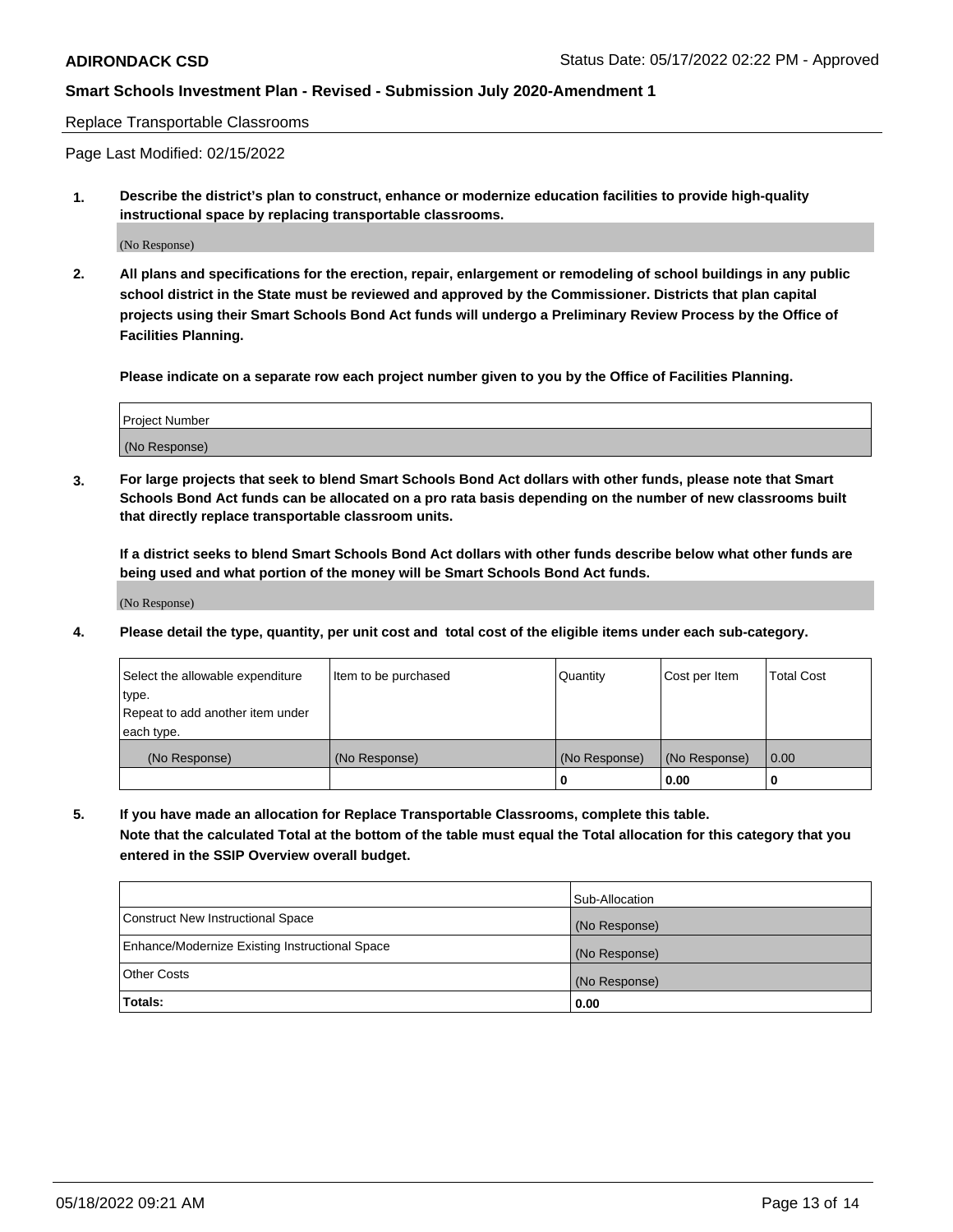Replace Transportable Classrooms

Page Last Modified: 02/15/2022

**1. Describe the district's plan to construct, enhance or modernize education facilities to provide high-quality instructional space by replacing transportable classrooms.**

(No Response)

**2. All plans and specifications for the erection, repair, enlargement or remodeling of school buildings in any public school district in the State must be reviewed and approved by the Commissioner. Districts that plan capital projects using their Smart Schools Bond Act funds will undergo a Preliminary Review Process by the Office of Facilities Planning.**

**Please indicate on a separate row each project number given to you by the Office of Facilities Planning.**

| Project Number |
|---|
| (No Response) |

**3. For large projects that seek to blend Smart Schools Bond Act dollars with other funds, please note that Smart Schools Bond Act funds can be allocated on a pro rata basis depending on the number of new classrooms built that directly replace transportable classroom units.**

**If a district seeks to blend Smart Schools Bond Act dollars with other funds describe below what other funds are being used and what portion of the money will be Smart Schools Bond Act funds.**

(No Response)

**4. Please detail the type, quantity, per unit cost and total cost of the eligible items under each sub-category.**

| Select the allowable expenditure type. Repeat to add another item under each type. | Item to be purchased | Quantity | Cost per Item | Total Cost |
|---|---|---|---|---|
| (No Response) | (No Response) | (No Response) | (No Response) | 0.00 |
| | | **0** | **0.00** | **0** |

**5. If you have made an allocation for Replace Transportable Classrooms, complete this table. Note that the calculated Total at the bottom of the table must equal the Total allocation for this category that you entered in the SSIP Overview overall budget.**

| | Sub-Allocation |
|---|---|
| Construct New Instructional Space | (No Response) |
| Enhance/Modernize Existing Instructional Space | (No Response) |
| Other Costs | (No Response) |
| **Totals:** | **0.00** |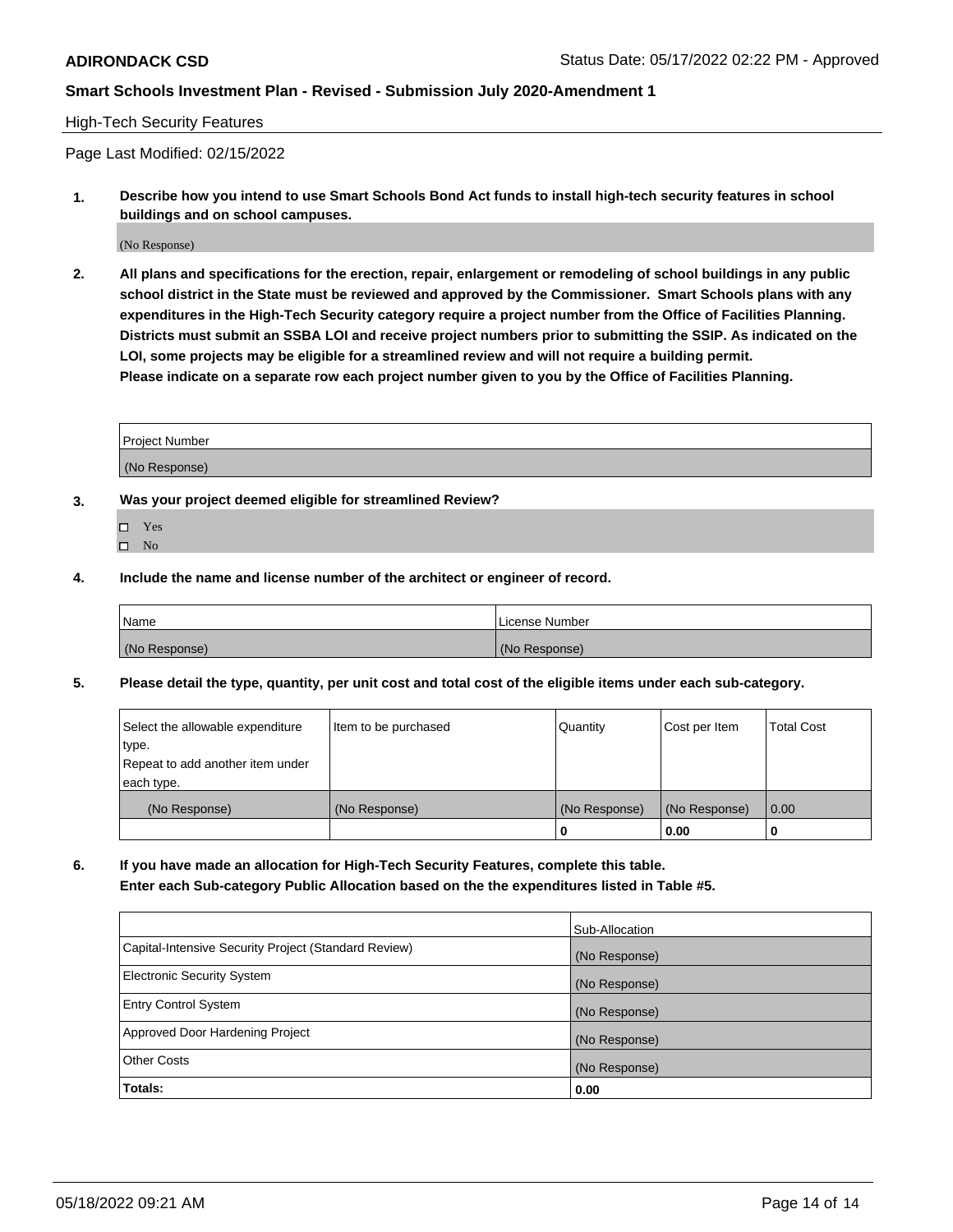**ADIRONDACK CSD** Status Date: 05/17/2022 02:22 PM - Approved

**Smart Schools Investment Plan - Revised - Submission July 2020-Amendment 1**

High-Tech Security Features

Page Last Modified: 02/15/2022

**1. Describe how you intend to use Smart Schools Bond Act funds to install high-tech security features in school buildings and on school campuses.**

(No Response)

**2. All plans and specifications for the erection, repair, enlargement or remodeling of school buildings in any public school district in the State must be reviewed and approved by the Commissioner. Smart Schools plans with any expenditures in the High-Tech Security category require a project number from the Office of Facilities Planning. Districts must submit an SSBA LOI and receive project numbers prior to submitting the SSIP. As indicated on the LOI, some projects may be eligible for a streamlined review and will not require a building permit.**
**Please indicate on a separate row each project number given to you by the Office of Facilities Planning.**

| Project Number |
|---|
| (No Response) |

**3. Was your project deemed eligible for streamlined Review?**

- ☐ Yes
- ☐ No

**4. Include the name and license number of the architect or engineer of record.**

| Name | License Number |
|---|---|
| (No Response) | (No Response) |

**5. Please detail the type, quantity, per unit cost and total cost of the eligible items under each sub-category.**

| Select the allowable expenditure type. Repeat to add another item under each type. | Item to be purchased | Quantity | Cost per Item | Total Cost |
|---|---|---|---|---|
| (No Response) | (No Response) | (No Response) | (No Response) | 0.00 |
| | | **0** | **0.00** | **0** |

**6. If you have made an allocation for High-Tech Security Features, complete this table.**
**Enter each Sub-category Public Allocation based on the the expenditures listed in Table #5.**

| | Sub-Allocation |
|---|---|
| Capital-Intensive Security Project (Standard Review) | (No Response) |
| Electronic Security System | (No Response) |
| Entry Control System | (No Response) |
| Approved Door Hardening Project | (No Response) |
| Other Costs | (No Response) |
| **Totals:** | **0.00** |